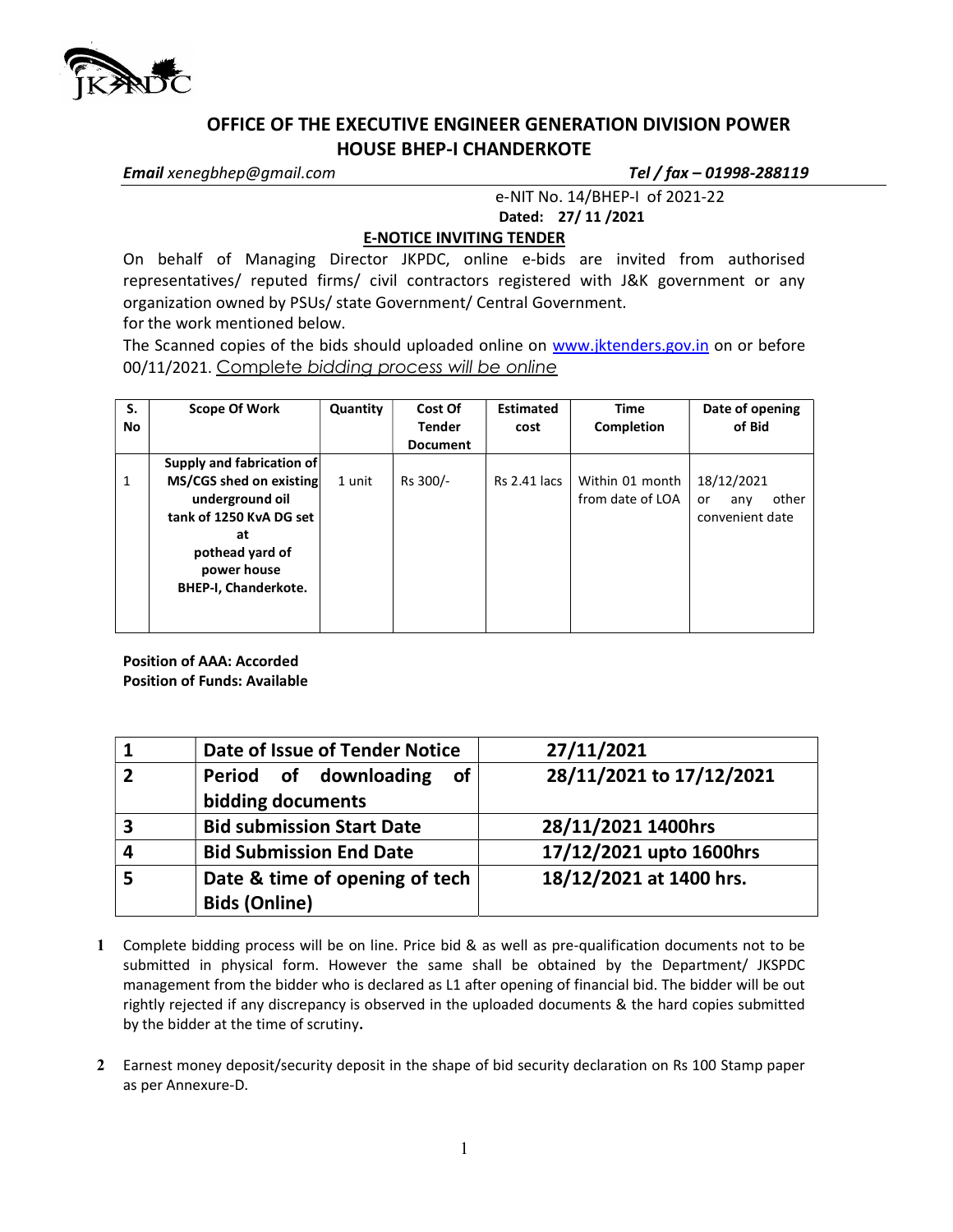## OFFICE OF THE EXECUTIVE ENGINEER GENERATION DIVISION POWER HOUSE BHEP-I CHANDERKOTE

***Email*** *xenegbhep@gmail.com* ***Tel / fax – 01998-288119***

e-NIT No. 14/BHEP-I of 2021-22

**Dated: 27/ 11 /2021**

### E-NOTICE INVITING TENDER

On behalf of Managing Director JKPDC, online e-bids are invited from authorised representatives/ reputed firms/ civil contractors registered with J&K government or any organization owned by PSUs/ state Government/ Central Government.

for the work mentioned below.

The Scanned copies of the bids should uploaded online on www.jktenders.gov.in on or before 00/11/2021. *Complete bidding process will be online*

| S. No | Scope Of Work | Quantity | Cost Of Tender Document | Estimated cost | Time Completion | Date of opening of Bid |
|---|---|---|---|---|---|---|
| 1 | **Supply and fabrication of MS/CGS shed on existing underground oil tank of 1250 KvA DG set at pothead yard of power house BHEP-I, Chanderkote.** | 1 unit | Rs 300/- | Rs 2.41 lacs | Within 01 month from date of LOA | 18/12/2021 or any other convenient date |

**Position of AAA: Accorded**
**Position of Funds: Available**

| | | |
|---|---|---|
| **1** | **Date of Issue of Tender Notice** | **27/11/2021** |
| **2** | **Period of downloading of bidding documents** | **28/11/2021 to 17/12/2021** |
| **3** | **Bid submission Start Date** | **28/11/2021 1400hrs** |
| **4** | **Bid Submission End Date** | **17/12/2021 upto 1600hrs** |
| **5** | **Date & time of opening of tech Bids (Online)** | **18/12/2021 at 1400 hrs.** |

1. Complete bidding process will be on line. Price bid & as well as pre-qualification documents not to be submitted in physical form. However the same shall be obtained by the Department/ JKSPDC management from the bidder who is declared as L1 after opening of financial bid. The bidder will be out rightly rejected if any discrepancy is observed in the uploaded documents & the hard copies submitted by the bidder at the time of scrutiny**.**

2. Earnest money deposit/security deposit in the shape of bid security declaration on Rs 100 Stamp paper as per Annexure-D.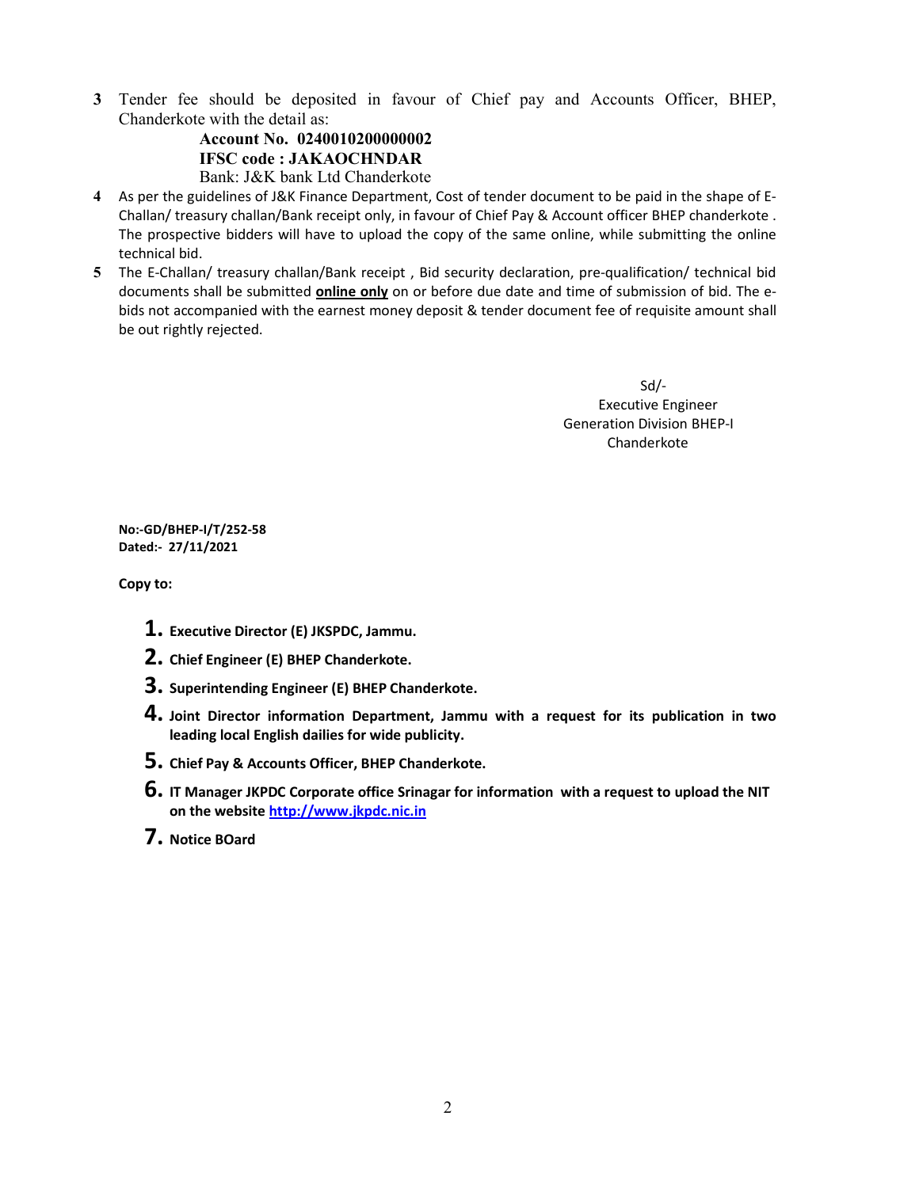3. Tender fee should be deposited in favour of Chief pay and Accounts Officer, BHEP, Chanderkote with the detail as:

   **Account No. 0240010200000002**
   **IFSC code : JAKAOCHNDAR**
   Bank: J&K bank Ltd Chanderkote

4. As per the guidelines of J&K Finance Department, Cost of tender document to be paid in the shape of E-Challan/ treasury challan/Bank receipt only, in favour of Chief Pay & Account officer BHEP chanderkote . The prospective bidders will have to upload the copy of the same online, while submitting the online technical bid.
5. The E-Challan/ treasury challan/Bank receipt , Bid security declaration, pre-qualification/ technical bid documents shall be submitted **online only** on or before due date and time of submission of bid. The e-bids not accompanied with the earnest money deposit & tender document fee of requisite amount shall be out rightly rejected.

Sd/-
Executive Engineer
Generation Division BHEP-I
Chanderkote

**No:-GD/BHEP-I/T/252-58**
**Dated:- 27/11/2021**

**Copy to:**

1. **Executive Director (E) JKSPDC, Jammu.**
2. **Chief Engineer (E) BHEP Chanderkote.**
3. **Superintending Engineer (E) BHEP Chanderkote.**
4. **Joint Director information Department, Jammu with a request for its publication in two leading local English dailies for wide publicity.**
5. **Chief Pay & Accounts Officer, BHEP Chanderkote.**
6. **IT Manager JKPDC Corporate office Srinagar for information with a request to upload the NIT on the website [http://www.jkpdc.nic.in](http://www.jkpdc.nic.in)**
7. **Notice BOard**